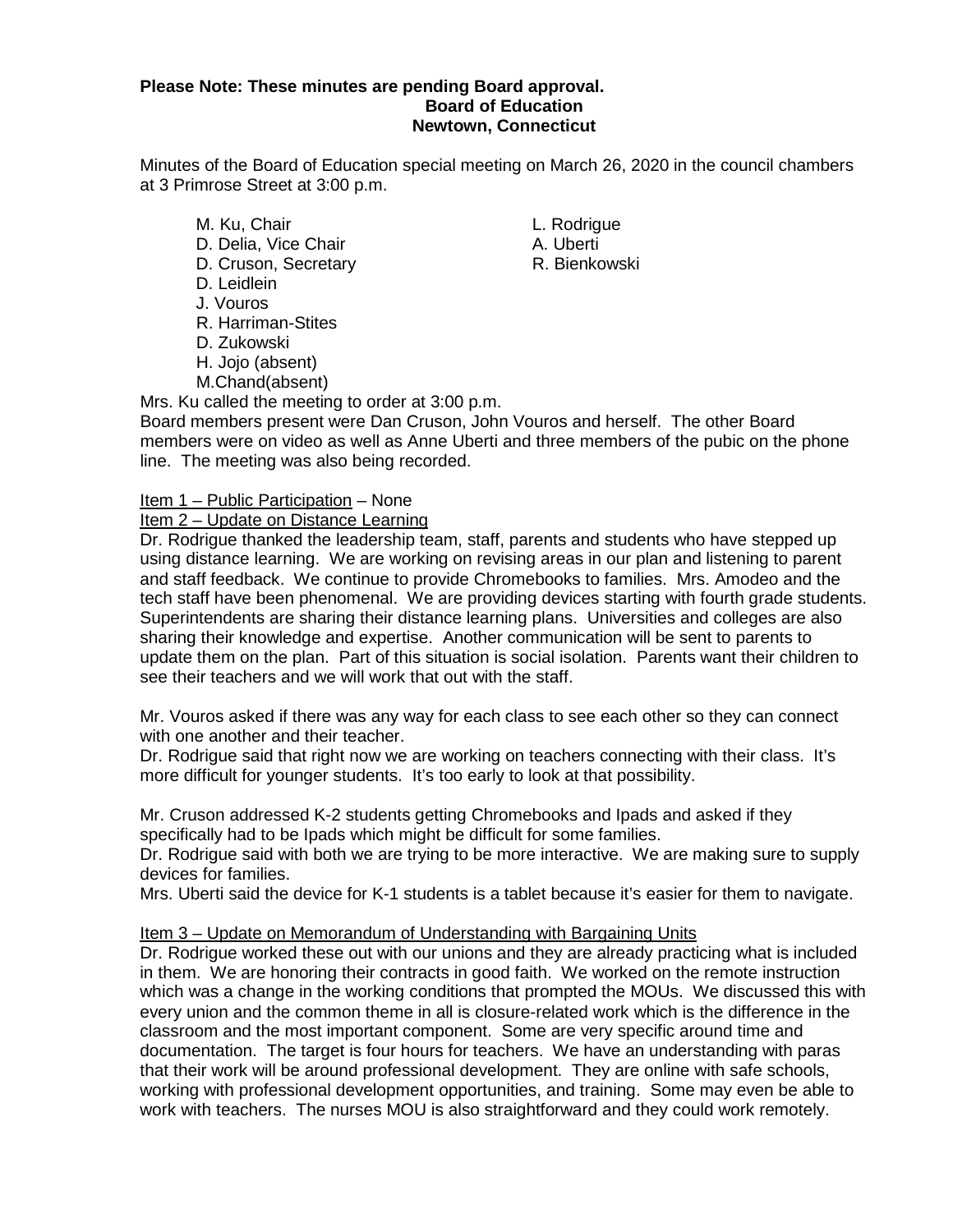**Please Note: These minutes are pending Board approval.**

**Board of Education**
**Newtown, Connecticut**

Minutes of the Board of Education special meeting on March 26, 2020 in the council chambers at 3 Primrose Street at 3:00 p.m.

M. Ku, Chair
D. Delia, Vice Chair
D. Cruson, Secretary
D. Leidlein
J. Vouros
R. Harriman-Stites
D. Zukowski
H. Jojo (absent)
M.Chand(absent)

L. Rodrigue
A. Uberti
R. Bienkowski

Mrs. Ku called the meeting to order at 3:00 p.m.
Board members present were Dan Cruson, John Vouros and herself. The other Board members were on video as well as Anne Uberti and three members of the pubic on the phone line. The meeting was also being recorded.

Item 1 – Public Participation – None

Item 2 – Update on Distance Learning

Dr. Rodrigue thanked the leadership team, staff, parents and students who have stepped up using distance learning. We are working on revising areas in our plan and listening to parent and staff feedback. We continue to provide Chromebooks to families. Mrs. Amodeo and the tech staff have been phenomenal. We are providing devices starting with fourth grade students. Superintendents are sharing their distance learning plans. Universities and colleges are also sharing their knowledge and expertise. Another communication will be sent to parents to update them on the plan. Part of this situation is social isolation. Parents want their children to see their teachers and we will work that out with the staff.

Mr. Vouros asked if there was any way for each class to see each other so they can connect with one another and their teacher.
Dr. Rodrigue said that right now we are working on teachers connecting with their class. It's more difficult for younger students. It's too early to look at that possibility.

Mr. Cruson addressed K-2 students getting Chromebooks and Ipads and asked if they specifically had to be Ipads which might be difficult for some families.
Dr. Rodrigue said with both we are trying to be more interactive. We are making sure to supply devices for families.
Mrs. Uberti said the device for K-1 students is a tablet because it's easier for them to navigate.

Item 3 – Update on Memorandum of Understanding with Bargaining Units

Dr. Rodrigue worked these out with our unions and they are already practicing what is included in them. We are honoring their contracts in good faith. We worked on the remote instruction which was a change in the working conditions that prompted the MOUs. We discussed this with every union and the common theme in all is closure-related work which is the difference in the classroom and the most important component. Some are very specific around time and documentation. The target is four hours for teachers. We have an understanding with paras that their work will be around professional development. They are online with safe schools, working with professional development opportunities, and training. Some may even be able to work with teachers. The nurses MOU is also straightforward and they could work remotely.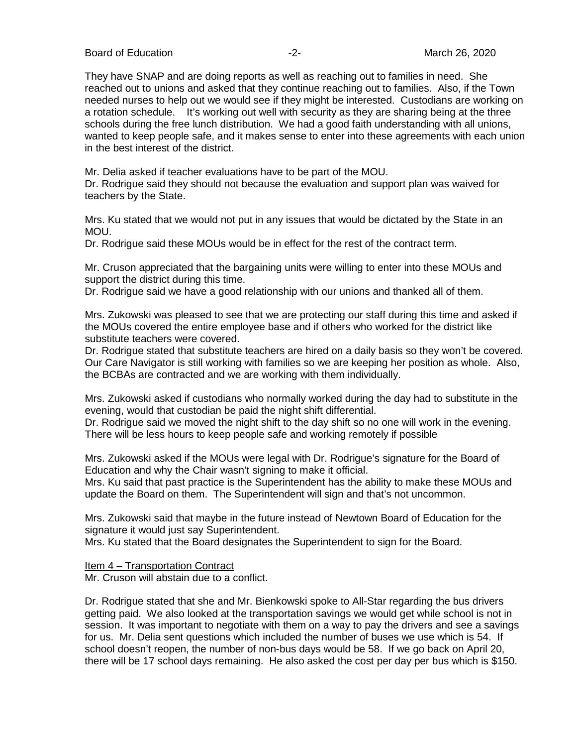They have SNAP and are doing reports as well as reaching out to families in need. She reached out to unions and asked that they continue reaching out to families. Also, if the Town needed nurses to help out we would see if they might be interested. Custodians are working on a rotation schedule. It's working out well with security as they are sharing being at the three schools during the free lunch distribution. We had a good faith understanding with all unions, wanted to keep people safe, and it makes sense to enter into these agreements with each union in the best interest of the district.

Mr. Delia asked if teacher evaluations have to be part of the MOU.
Dr. Rodrigue said they should not because the evaluation and support plan was waived for teachers by the State.

Mrs. Ku stated that we would not put in any issues that would be dictated by the State in an MOU.
Dr. Rodrigue said these MOUs would be in effect for the rest of the contract term.

Mr. Cruson appreciated that the bargaining units were willing to enter into these MOUs and support the district during this time.
Dr. Rodrigue said we have a good relationship with our unions and thanked all of them.

Mrs. Zukowski was pleased to see that we are protecting our staff during this time and asked if the MOUs covered the entire employee base and if others who worked for the district like substitute teachers were covered.
Dr. Rodrigue stated that substitute teachers are hired on a daily basis so they won't be covered. Our Care Navigator is still working with families so we are keeping her position as whole. Also, the BCBAs are contracted and we are working with them individually.

Mrs. Zukowski asked if custodians who normally worked during the day had to substitute in the evening, would that custodian be paid the night shift differential.
Dr. Rodrigue said we moved the night shift to the day shift so no one will work in the evening. There will be less hours to keep people safe and working remotely if possible

Mrs. Zukowski asked if the MOUs were legal with Dr. Rodrigue's signature for the Board of Education and why the Chair wasn't signing to make it official.
Mrs. Ku said that past practice is the Superintendent has the ability to make these MOUs and update the Board on them. The Superintendent will sign and that's not uncommon.

Mrs. Zukowski said that maybe in the future instead of Newtown Board of Education for the signature it would just say Superintendent.
Mrs. Ku stated that the Board designates the Superintendent to sign for the Board.

Item 4 – Transportation Contract
Mr. Cruson will abstain due to a conflict.

Dr. Rodrigue stated that she and Mr. Bienkowski spoke to All-Star regarding the bus drivers getting paid. We also looked at the transportation savings we would get while school is not in session. It was important to negotiate with them on a way to pay the drivers and see a savings for us. Mr. Delia sent questions which included the number of buses we use which is 54. If school doesn't reopen, the number of non-bus days would be 58. If we go back on April 20, there will be 17 school days remaining. He also asked the cost per day per bus which is $150.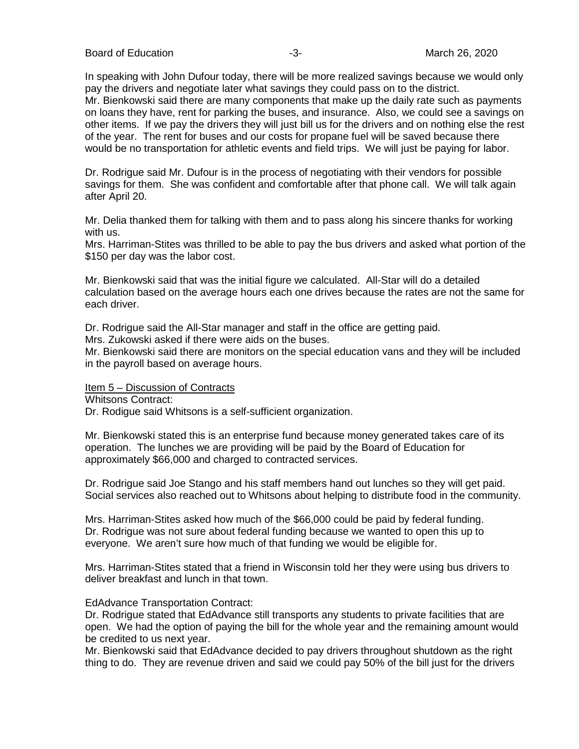In speaking with John Dufour today, there will be more realized savings because we would only pay the drivers and negotiate later what savings they could pass on to the district.
Mr. Bienkowski said there are many components that make up the daily rate such as payments on loans they have, rent for parking the buses, and insurance. Also, we could see a savings on other items. If we pay the drivers they will just bill us for the drivers and on nothing else the rest of the year. The rent for buses and our costs for propane fuel will be saved because there would be no transportation for athletic events and field trips. We will just be paying for labor.

Dr. Rodrigue said Mr. Dufour is in the process of negotiating with their vendors for possible savings for them. She was confident and comfortable after that phone call. We will talk again after April 20.

Mr. Delia thanked them for talking with them and to pass along his sincere thanks for working with us.
Mrs. Harriman-Stites was thrilled to be able to pay the bus drivers and asked what portion of the $150 per day was the labor cost.

Mr. Bienkowski said that was the initial figure we calculated. All-Star will do a detailed calculation based on the average hours each one drives because the rates are not the same for each driver.

Dr. Rodrigue said the All-Star manager and staff in the office are getting paid.
Mrs. Zukowski asked if there were aids on the buses.
Mr. Bienkowski said there are monitors on the special education vans and they will be included in the payroll based on average hours.

<u>Item 5 – Discussion of Contracts</u>
Whitsons Contract:
Dr. Rodigue said Whitsons is a self-sufficient organization.

Mr. Bienkowski stated this is an enterprise fund because money generated takes care of its operation. The lunches we are providing will be paid by the Board of Education for approximately $66,000 and charged to contracted services.

Dr. Rodrigue said Joe Stango and his staff members hand out lunches so they will get paid. Social services also reached out to Whitsons about helping to distribute food in the community.

Mrs. Harriman-Stites asked how much of the $66,000 could be paid by federal funding.
Dr. Rodrigue was not sure about federal funding because we wanted to open this up to everyone. We aren't sure how much of that funding we would be eligible for.

Mrs. Harriman-Stites stated that a friend in Wisconsin told her they were using bus drivers to deliver breakfast and lunch in that town.

EdAdvance Transportation Contract:
Dr. Rodrigue stated that EdAdvance still transports any students to private facilities that are open. We had the option of paying the bill for the whole year and the remaining amount would be credited to us next year.
Mr. Bienkowski said that EdAdvance decided to pay drivers throughout shutdown as the right thing to do. They are revenue driven and said we could pay 50% of the bill just for the drivers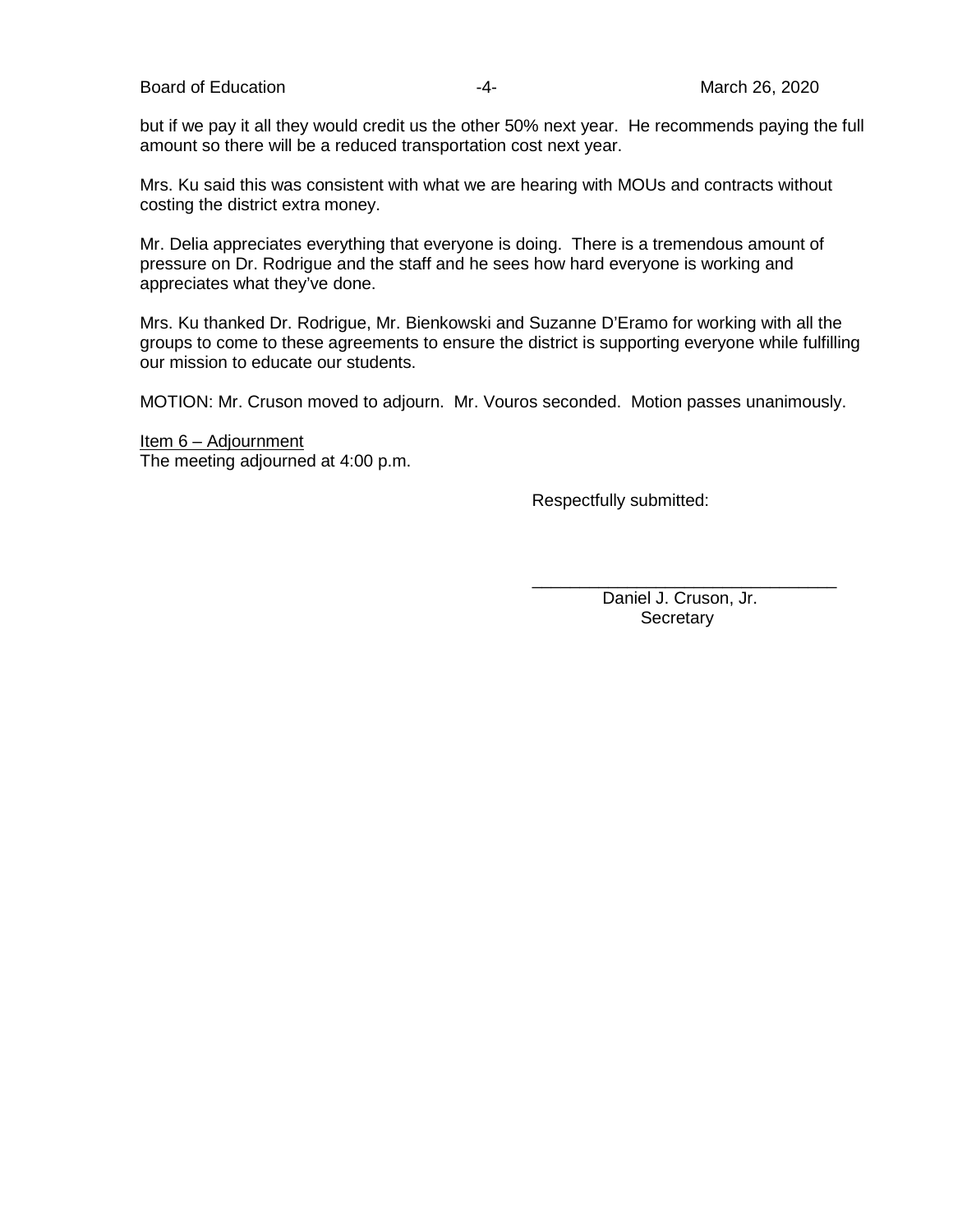but if we pay it all they would credit us the other 50% next year. He recommends paying the full amount so there will be a reduced transportation cost next year.

Mrs. Ku said this was consistent with what we are hearing with MOUs and contracts without costing the district extra money.

Mr. Delia appreciates everything that everyone is doing. There is a tremendous amount of pressure on Dr. Rodrigue and the staff and he sees how hard everyone is working and appreciates what they've done.

Mrs. Ku thanked Dr. Rodrigue, Mr. Bienkowski and Suzanne D'Eramo for working with all the groups to come to these agreements to ensure the district is supporting everyone while fulfilling our mission to educate our students.

MOTION: Mr. Cruson moved to adjourn. Mr. Vouros seconded. Motion passes unanimously.

<u>Item 6 – Adjournment</u>
The meeting adjourned at 4:00 p.m.

Respectfully submitted:

\_\_\_\_\_\_\_\_\_\_\_\_\_\_\_\_\_\_\_\_\_\_\_\_\_\_\_\_\_\_\_\_

Daniel J. Cruson, Jr.
Secretary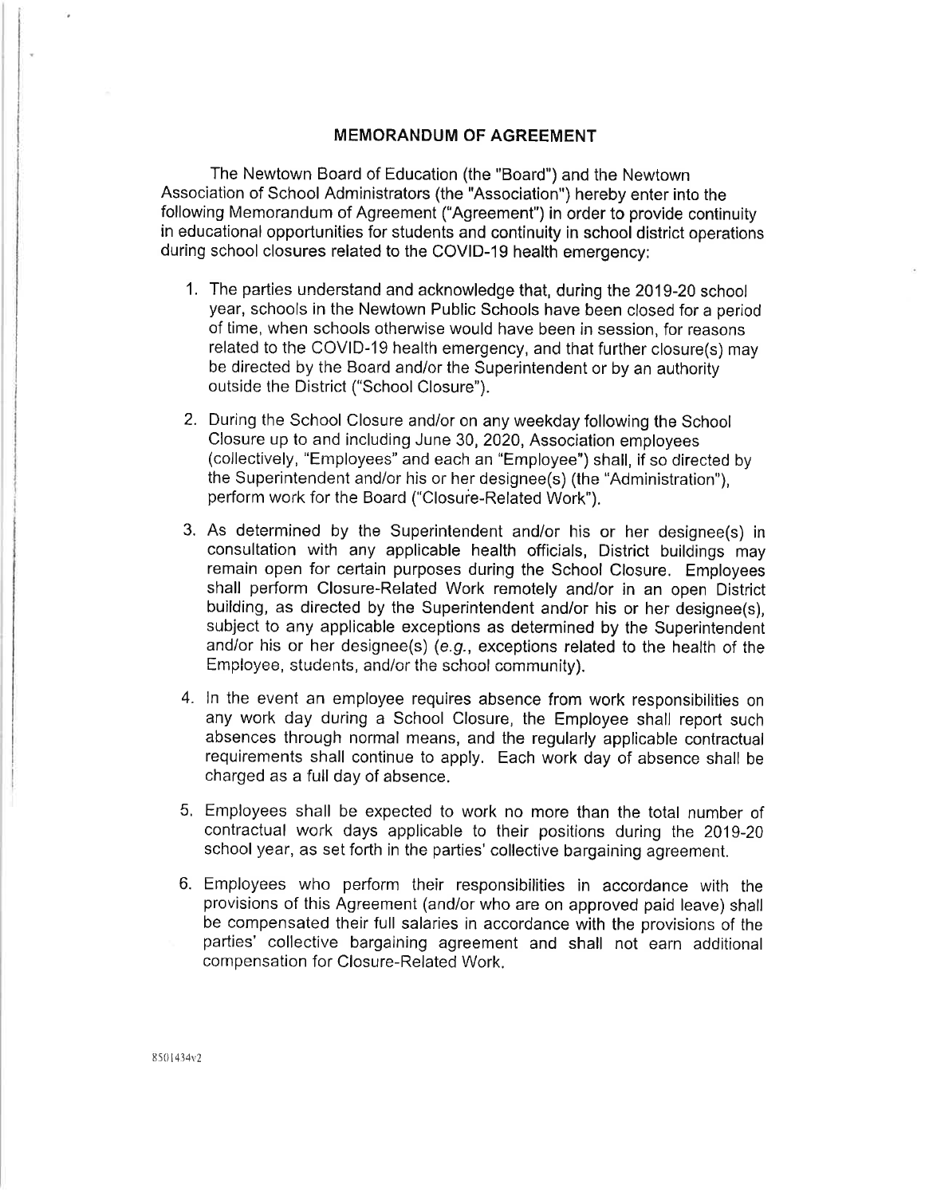## MEMORANDUM OF AGREEMENT

The Newtown Board of Education (the "Board") and the Newtown Association of School Administrators (the "Association") hereby enter into the following Memorandum of Agreement ("Agreement") in order to provide continuity in educational opportunities for students and continuity in school district operations during school closures related to the COVID-19 health emergency:

1. The parties understand and acknowledge that, during the 2019-20 school year, schools in the Newtown Public Schools have been closed for a period of time, when schools otherwise would have been in session, for reasons related to the COVID-19 health emergency, and that further closure(s) may be directed by the Board and/or the Superintendent or by an authority outside the District ("School Closure").

2. During the School Closure and/or on any weekday following the School Closure up to and including June 30, 2020, Association employees (collectively, "Employees" and each an "Employee") shall, if so directed by the Superintendent and/or his or her designee(s) (the "Administration"), perform work for the Board ("Closure-Related Work").

3. As determined by the Superintendent and/or his or her designee(s) in consultation with any applicable health officials, District buildings may remain open for certain purposes during the School Closure. Employees shall perform Closure-Related Work remotely and/or in an open District building, as directed by the Superintendent and/or his or her designee(s), subject to any applicable exceptions as determined by the Superintendent and/or his or her designee(s) (*e.g.*, exceptions related to the health of the Employee, students, and/or the school community).

4. In the event an employee requires absence from work responsibilities on any work day during a School Closure, the Employee shall report such absences through normal means, and the regularly applicable contractual requirements shall continue to apply. Each work day of absence shall be charged as a full day of absence.

5. Employees shall be expected to work no more than the total number of contractual work days applicable to their positions during the 2019-20 school year, as set forth in the parties' collective bargaining agreement.

6. Employees who perform their responsibilities in accordance with the provisions of this Agreement (and/or who are on approved paid leave) shall be compensated their full salaries in accordance with the provisions of the parties' collective bargaining agreement and shall not earn additional compensation for Closure-Related Work.

8501434v2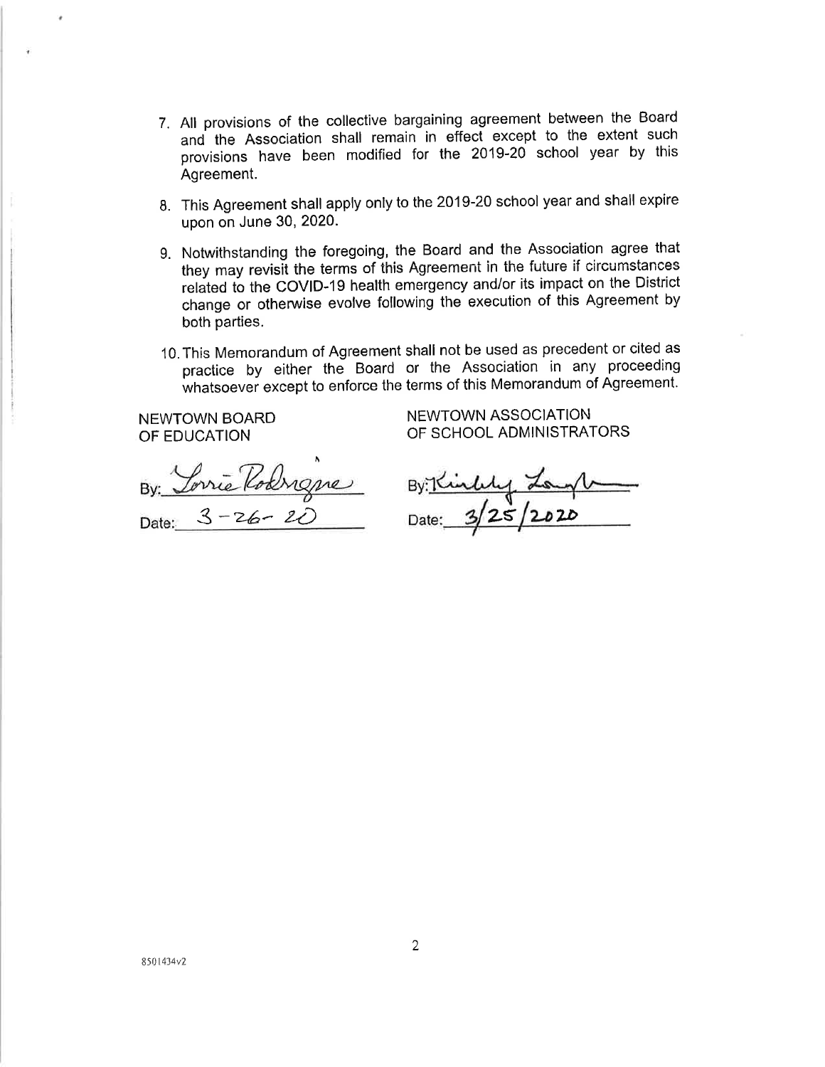7. All provisions of the collective bargaining agreement between the Board and the Association shall remain in effect except to the extent such provisions have been modified for the 2019-20 school year by this Agreement.

8. This Agreement shall apply only to the 2019-20 school year and shall expire upon on June 30, 2020.

9. Notwithstanding the foregoing, the Board and the Association agree that they may revisit the terms of this Agreement in the future if circumstances related to the COVID-19 health emergency and/or its impact on the District change or otherwise evolve following the execution of this Agreement by both parties.

10. This Memorandum of Agreement shall not be used as precedent or cited as practice by either the Board or the Association in any proceeding whatsoever except to enforce the terms of this Memorandum of Agreement.

| NEWTOWN BOARD OF EDUCATION | NEWTOWN ASSOCIATION OF SCHOOL ADMINISTRATORS |
|---|---|
| By: Lorrie Rodrigue | By: Kimberly Longobucco |
| Date: 3-26-20 | Date: 3/25/2020 |

8501434v2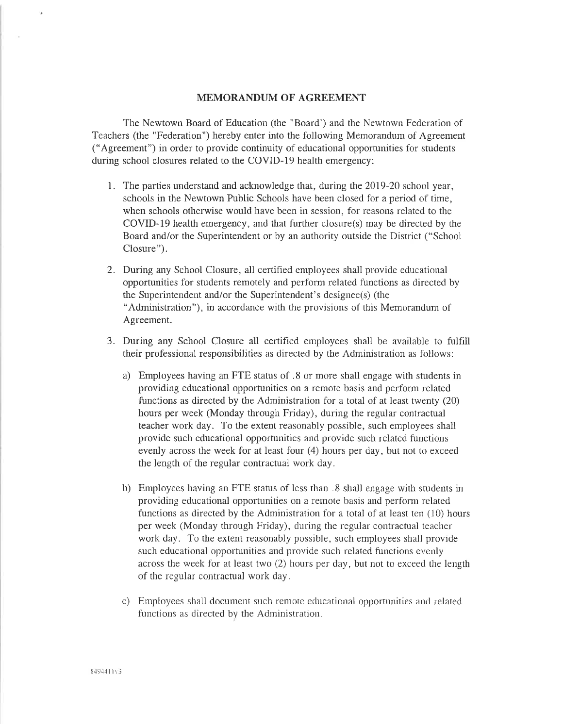# MEMORANDUM OF AGREEMENT

The Newtown Board of Education (the "Board') and the Newtown Federation of Teachers (the "Federation") hereby enter into the following Memorandum of Agreement ("Agreement") in order to provide continuity of educational opportunities for students during school closures related to the COVID-19 health emergency:

1. The parties understand and acknowledge that, during the 2019-20 school year, schools in the Newtown Public Schools have been closed for a period of time, when schools otherwise would have been in session, for reasons related to the COVID-19 health emergency, and that further closure(s) may be directed by the Board and/or the Superintendent or by an authority outside the District ("School Closure").

2. During any School Closure, all certified employees shall provide educational opportunities for students remotely and perform related functions as directed by the Superintendent and/or the Superintendent's designee(s) (the "Administration"), in accordance with the provisions of this Memorandum of Agreement.

3. During any School Closure all certified employees shall be available to fulfill their professional responsibilities as directed by the Administration as follows:

   a) Employees having an FTE status of .8 or more shall engage with students in providing educational opportunities on a remote basis and perform related functions as directed by the Administration for a total of at least twenty (20) hours per week (Monday through Friday), during the regular contractual teacher work day. To the extent reasonably possible, such employees shall provide such educational opportunities and provide such related functions evenly across the week for at least four (4) hours per day, but not to exceed the length of the regular contractual work day.

   b) Employees having an FTE status of less than .8 shall engage with students in providing educational opportunities on a remote basis and perform related functions as directed by the Administration for a total of at least ten (10) hours per week (Monday through Friday), during the regular contractual teacher work day. To the extent reasonably possible, such employees shall provide such educational opportunities and provide such related functions evenly across the week for at least two (2) hours per day, but not to exceed the length of the regular contractual work day.

   c) Employees shall document such remote educational opportunities and related functions as directed by the Administration.

8494411v3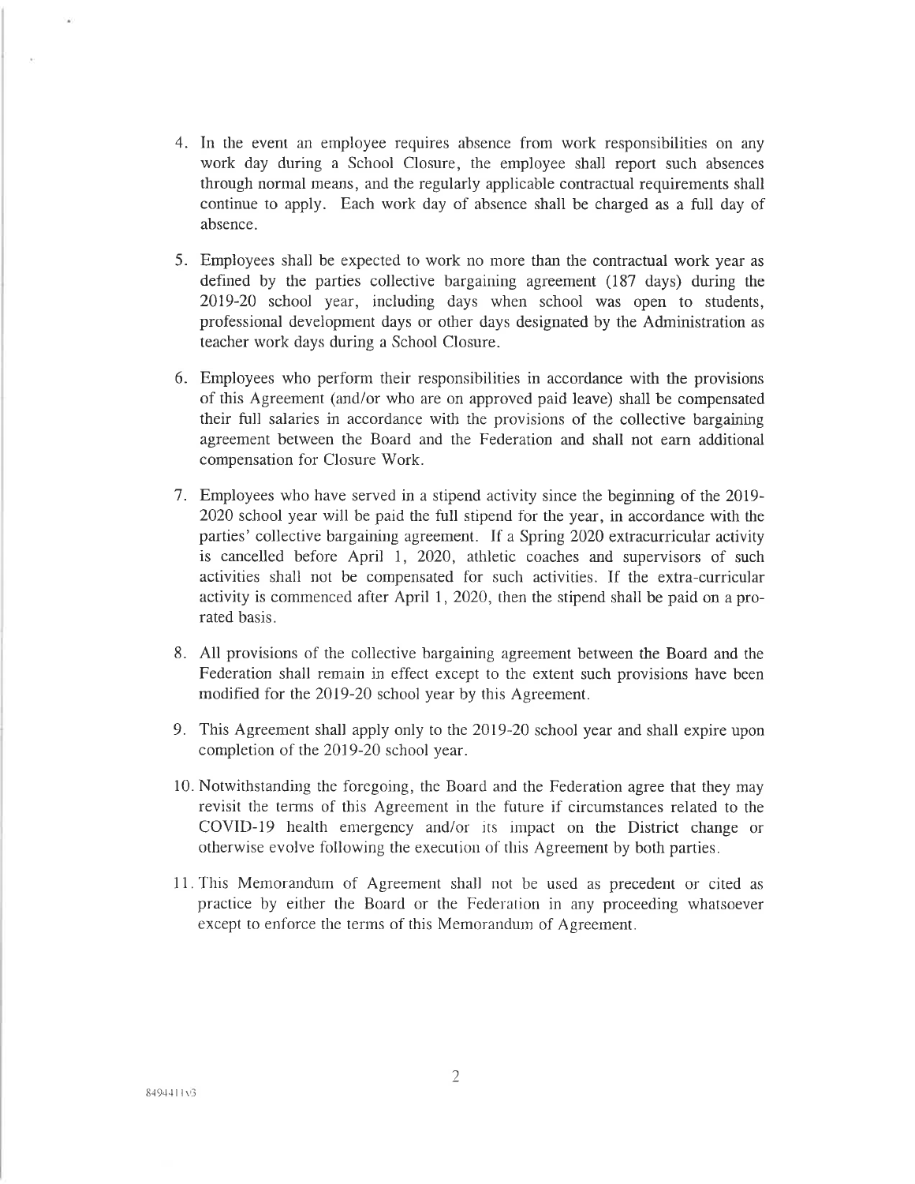4. In the event an employee requires absence from work responsibilities on any work day during a School Closure, the employee shall report such absences through normal means, and the regularly applicable contractual requirements shall continue to apply. Each work day of absence shall be charged as a full day of absence.

5. Employees shall be expected to work no more than the contractual work year as defined by the parties collective bargaining agreement (187 days) during the 2019-20 school year, including days when school was open to students, professional development days or other days designated by the Administration as teacher work days during a School Closure.

6. Employees who perform their responsibilities in accordance with the provisions of this Agreement (and/or who are on approved paid leave) shall be compensated their full salaries in accordance with the provisions of the collective bargaining agreement between the Board and the Federation and shall not earn additional compensation for Closure Work.

7. Employees who have served in a stipend activity since the beginning of the 2019-2020 school year will be paid the full stipend for the year, in accordance with the parties' collective bargaining agreement. If a Spring 2020 extracurricular activity is cancelled before April 1, 2020, athletic coaches and supervisors of such activities shall not be compensated for such activities. If the extra-curricular activity is commenced after April 1, 2020, then the stipend shall be paid on a pro-rated basis.

8. All provisions of the collective bargaining agreement between the Board and the Federation shall remain in effect except to the extent such provisions have been modified for the 2019-20 school year by this Agreement.

9. This Agreement shall apply only to the 2019-20 school year and shall expire upon completion of the 2019-20 school year.

10. Notwithstanding the foregoing, the Board and the Federation agree that they may revisit the terms of this Agreement in the future if circumstances related to the COVID-19 health emergency and/or its impact on the District change or otherwise evolve following the execution of this Agreement by both parties.

11. This Memorandum of Agreement shall not be used as precedent or cited as practice by either the Board or the Federation in any proceeding whatsoever except to enforce the terms of this Memorandum of Agreement.

8494411v3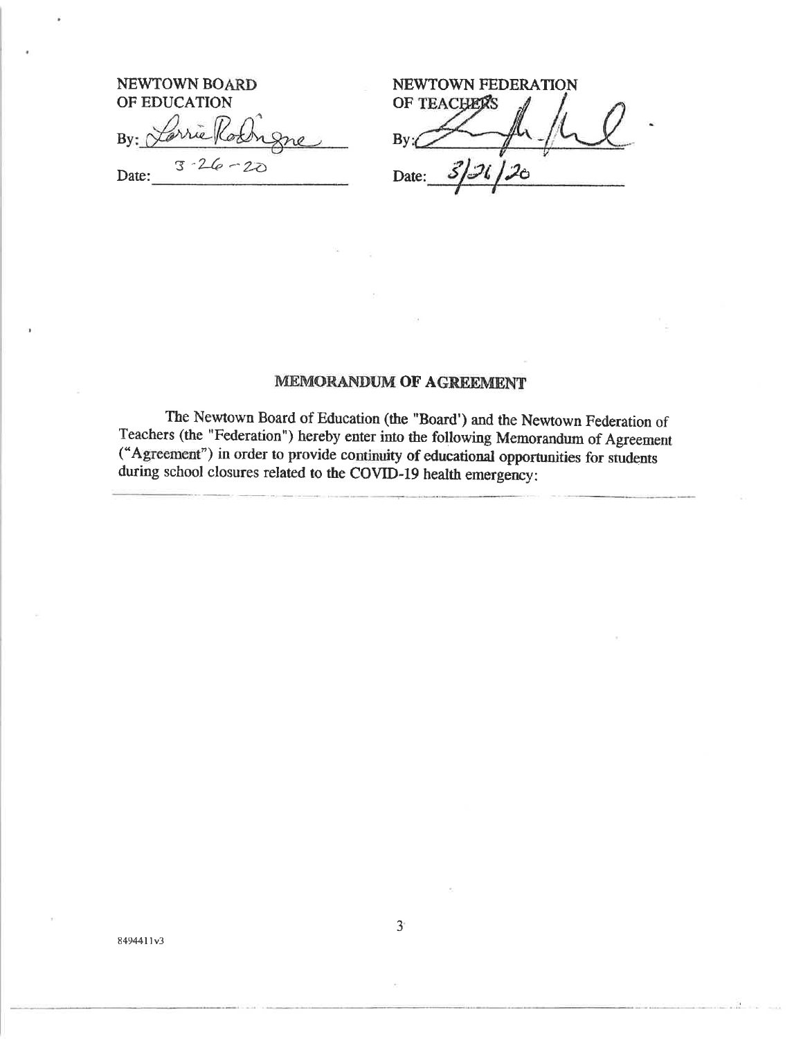NEWTOWN BOARD OF EDUCATION

By: Lorrie Rodrigue

Date: 3-26-20

NEWTOWN FEDERATION OF TEACHERS

By: 

Date: 3/26/20

## MEMORANDUM OF AGREEMENT

The Newtown Board of Education (the "Board') and the Newtown Federation of Teachers (the "Federation") hereby enter into the following Memorandum of Agreement ("Agreement") in order to provide continuity of educational opportunities for students during school closures related to the COVID-19 health emergency:

8494411v3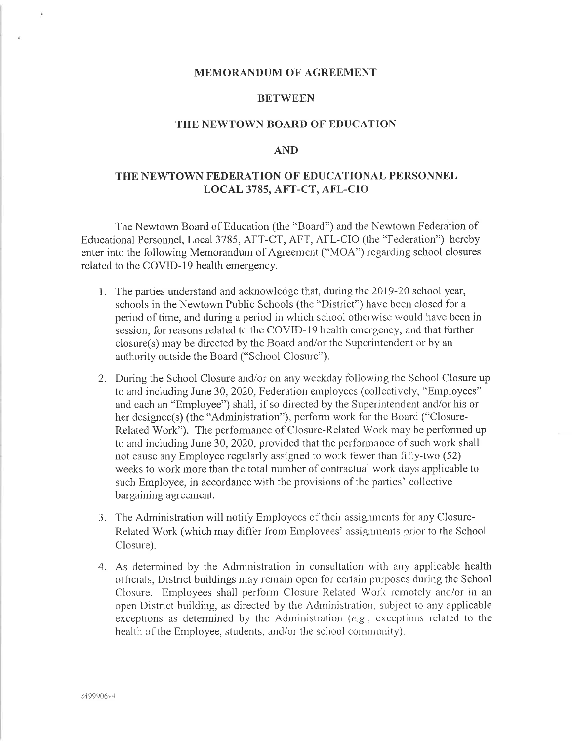**MEMORANDUM OF AGREEMENT**

**BETWEEN**

**THE NEWTOWN BOARD OF EDUCATION**

**AND**

**THE NEWTOWN FEDERATION OF EDUCATIONAL PERSONNEL LOCAL 3785, AFT-CT, AFL-CIO**

The Newtown Board of Education (the "Board") and the Newtown Federation of Educational Personnel, Local 3785, AFT-CT, AFT, AFL-CIO (the "Federation") hereby enter into the following Memorandum of Agreement ("MOA") regarding school closures related to the COVID-19 health emergency.

1. The parties understand and acknowledge that, during the 2019-20 school year, schools in the Newtown Public Schools (the "District") have been closed for a period of time, and during a period in which school otherwise would have been in session, for reasons related to the COVID-19 health emergency, and that further closure(s) may be directed by the Board and/or the Superintendent or by an authority outside the Board ("School Closure").

2. During the School Closure and/or on any weekday following the School Closure up to and including June 30, 2020, Federation employees (collectively, "Employees" and each an "Employee") shall, if so directed by the Superintendent and/or his or her designee(s) (the "Administration"), perform work for the Board ("Closure-Related Work"). The performance of Closure-Related Work may be performed up to and including June 30, 2020, provided that the performance of such work shall not cause any Employee regularly assigned to work fewer than fifty-two (52) weeks to work more than the total number of contractual work days applicable to such Employee, in accordance with the provisions of the parties' collective bargaining agreement.

3. The Administration will notify Employees of their assignments for any Closure-Related Work (which may differ from Employees' assignments prior to the School Closure).

4. As determined by the Administration in consultation with any applicable health officials, District buildings may remain open for certain purposes during the School Closure. Employees shall perform Closure-Related Work remotely and/or in an open District building, as directed by the Administration, subject to any applicable exceptions as determined by the Administration (*e.g.*, exceptions related to the health of the Employee, students, and/or the school community).

8499906v4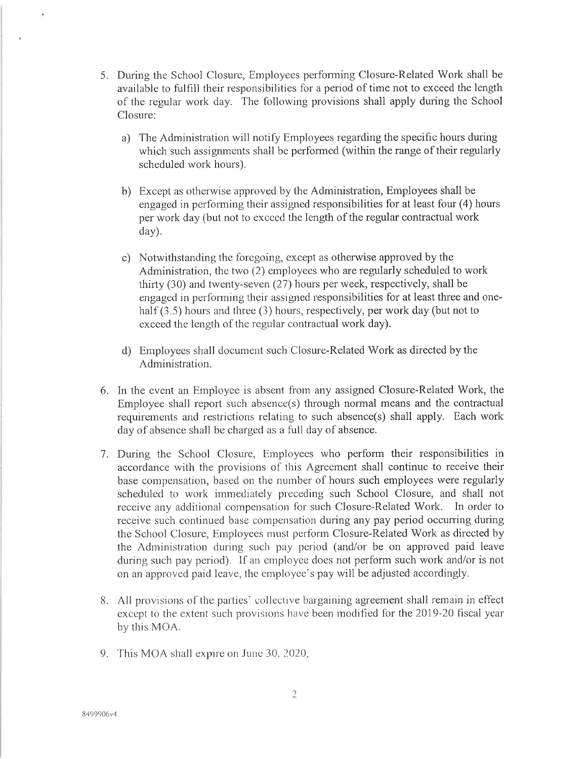5. During the School Closure, Employees performing Closure-Related Work shall be available to fulfill their responsibilities for a period of time not to exceed the length of the regular work day. The following provisions shall apply during the School Closure:

   a) The Administration will notify Employees regarding the specific hours during which such assignments shall be performed (within the range of their regularly scheduled work hours).

   b) Except as otherwise approved by the Administration, Employees shall be engaged in performing their assigned responsibilities for at least four (4) hours per work day (but not to exceed the length of the regular contractual work day).

   c) Notwithstanding the foregoing, except as otherwise approved by the Administration, the two (2) employees who are regularly scheduled to work thirty (30) and twenty-seven (27) hours per week, respectively, shall be engaged in performing their assigned responsibilities for at least three and one-half (3.5) hours and three (3) hours, respectively, per work day (but not to exceed the length of the regular contractual work day).

   d) Employees shall document such Closure-Related Work as directed by the Administration.

6. In the event an Employee is absent from any assigned Closure-Related Work, the Employee shall report such absence(s) through normal means and the contractual requirements and restrictions relating to such absence(s) shall apply. Each work day of absence shall be charged as a full day of absence.

7. During the School Closure, Employees who perform their responsibilities in accordance with the provisions of this Agreement shall continue to receive their base compensation, based on the number of hours such employees were regularly scheduled to work immediately preceding such School Closure, and shall not receive any additional compensation for such Closure-Related Work. In order to receive such continued base compensation during any pay period occurring during the School Closure, Employees must perform Closure-Related Work as directed by the Administration during such pay period (and/or be on approved paid leave during such pay period). If an employee does not perform such work and/or is not on an approved paid leave, the employee's pay will be adjusted accordingly.

8. All provisions of the parties' collective bargaining agreement shall remain in effect except to the extent such provisions have been modified for the 2019-20 fiscal year by this MOA.

9. This MOA shall expire on June 30, 2020.

8499906v4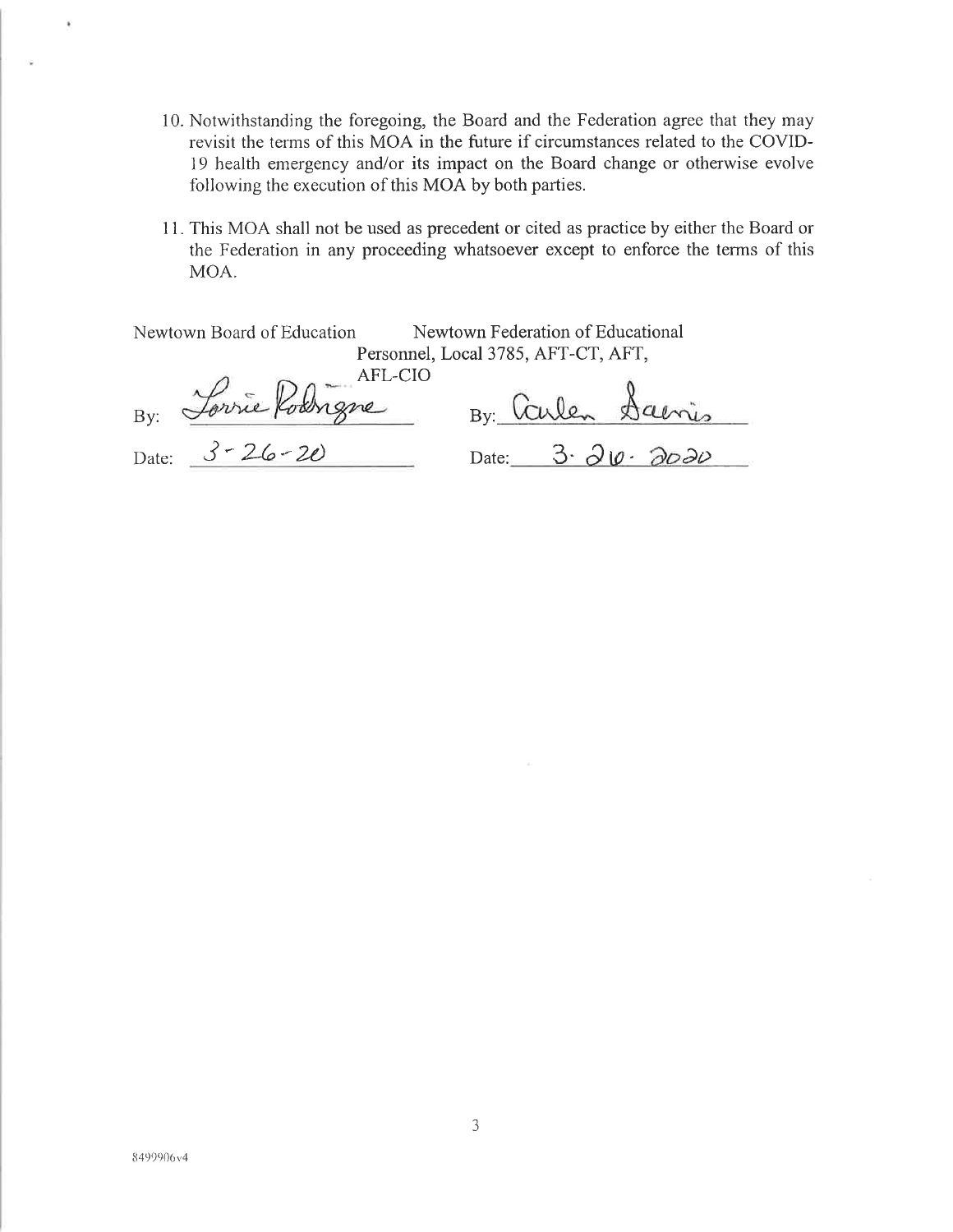10. Notwithstanding the foregoing, the Board and the Federation agree that they may revisit the terms of this MOA in the future if circumstances related to the COVID-19 health emergency and/or its impact on the Board change or otherwise evolve following the execution of this MOA by both parties.

11. This MOA shall not be used as precedent or cited as practice by either the Board or the Federation in any proceeding whatsoever except to enforce the terms of this MOA.

| Newtown Board of Education | Newtown Federation of Educational Personnel, Local 3785, AFT-CT, AFT, AFL-CIO |
|---|---|
| By: Lorrie Rodrigue | By: Carlen Gaines |
| Date: 3-26-20 | Date: 3-26-2020 |

8499906v4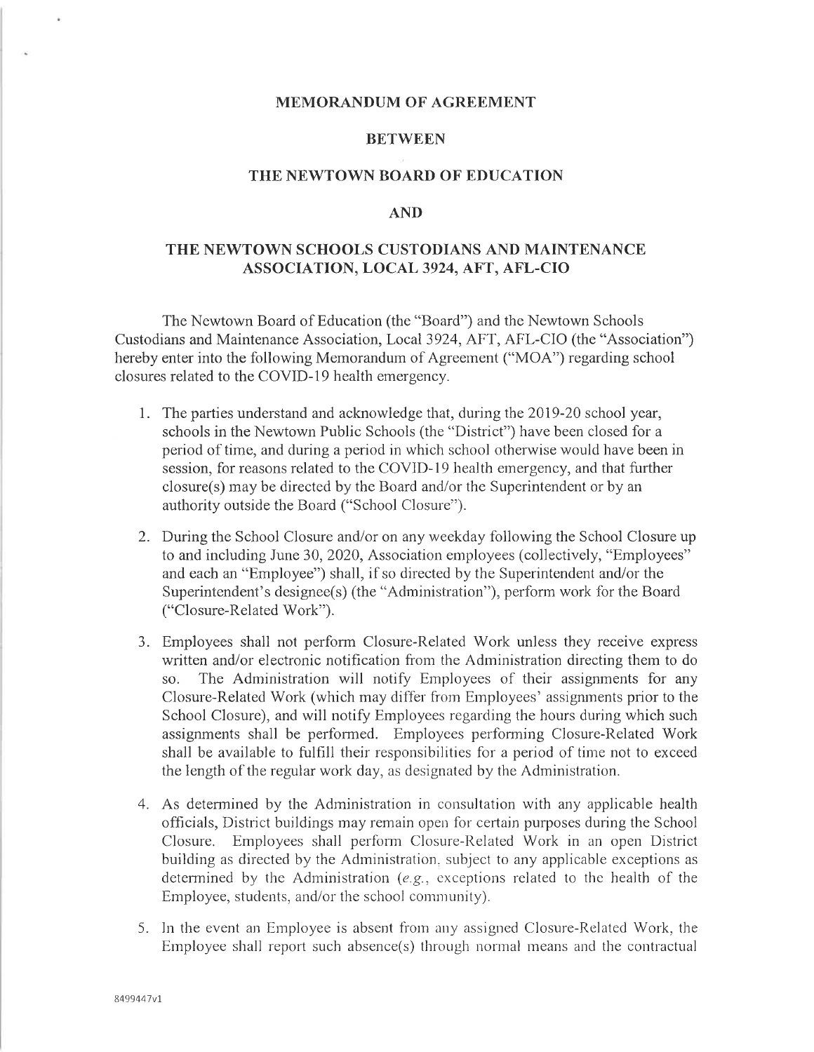**MEMORANDUM OF AGREEMENT**

**BETWEEN**

**THE NEWTOWN BOARD OF EDUCATION**

**AND**

**THE NEWTOWN SCHOOLS CUSTODIANS AND MAINTENANCE ASSOCIATION, LOCAL 3924, AFT, AFL-CIO**

The Newtown Board of Education (the "Board") and the Newtown Schools Custodians and Maintenance Association, Local 3924, AFT, AFL-CIO (the "Association") hereby enter into the following Memorandum of Agreement ("MOA") regarding school closures related to the COVID-19 health emergency.

1. The parties understand and acknowledge that, during the 2019-20 school year, schools in the Newtown Public Schools (the "District") have been closed for a period of time, and during a period in which school otherwise would have been in session, for reasons related to the COVID-19 health emergency, and that further closure(s) may be directed by the Board and/or the Superintendent or by an authority outside the Board ("School Closure").

2. During the School Closure and/or on any weekday following the School Closure up to and including June 30, 2020, Association employees (collectively, "Employees" and each an "Employee") shall, if so directed by the Superintendent and/or the Superintendent's designee(s) (the "Administration"), perform work for the Board ("Closure-Related Work").

3. Employees shall not perform Closure-Related Work unless they receive express written and/or electronic notification from the Administration directing them to do so. The Administration will notify Employees of their assignments for any Closure-Related Work (which may differ from Employees' assignments prior to the School Closure), and will notify Employees regarding the hours during which such assignments shall be performed. Employees performing Closure-Related Work shall be available to fulfill their responsibilities for a period of time not to exceed the length of the regular work day, as designated by the Administration.

4. As determined by the Administration in consultation with any applicable health officials, District buildings may remain open for certain purposes during the School Closure. Employees shall perform Closure-Related Work in an open District building as directed by the Administration, subject to any applicable exceptions as determined by the Administration (*e.g.*, exceptions related to the health of the Employee, students, and/or the school community).

5. In the event an Employee is absent from any assigned Closure-Related Work, the Employee shall report such absence(s) through normal means and the contractual

8499447v1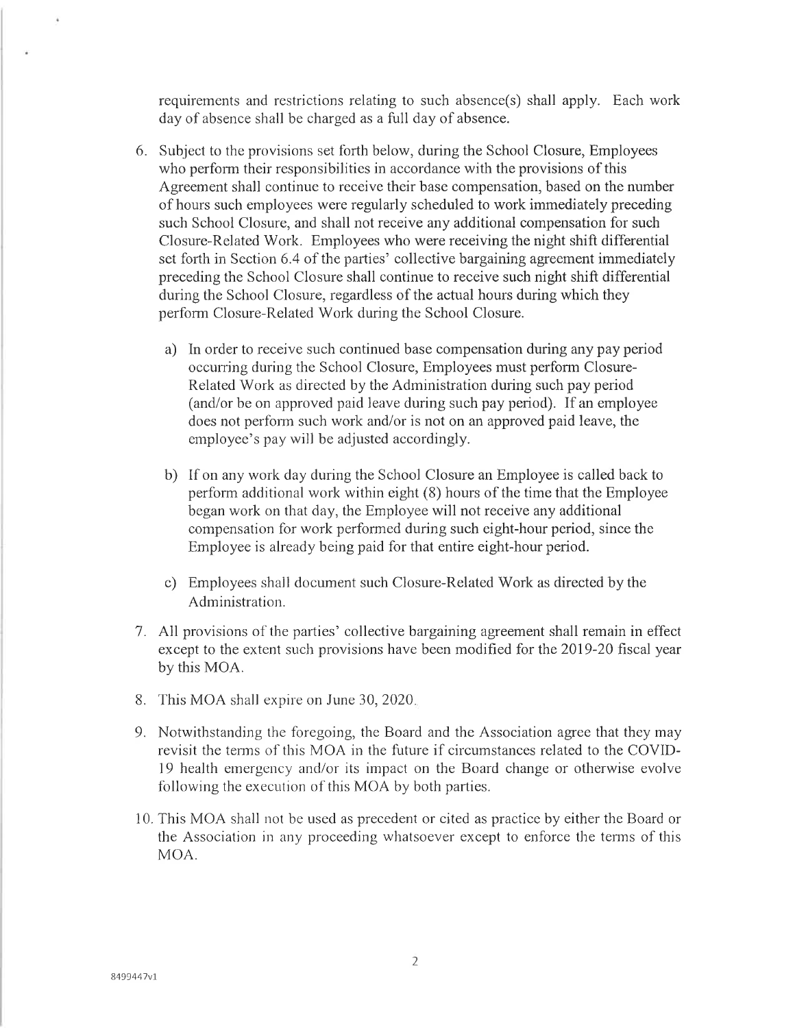requirements and restrictions relating to such absence(s) shall apply. Each work day of absence shall be charged as a full day of absence.

6. Subject to the provisions set forth below, during the School Closure, Employees who perform their responsibilities in accordance with the provisions of this Agreement shall continue to receive their base compensation, based on the number of hours such employees were regularly scheduled to work immediately preceding such School Closure, and shall not receive any additional compensation for such Closure-Related Work. Employees who were receiving the night shift differential set forth in Section 6.4 of the parties' collective bargaining agreement immediately preceding the School Closure shall continue to receive such night shift differential during the School Closure, regardless of the actual hours during which they perform Closure-Related Work during the School Closure.

   a) In order to receive such continued base compensation during any pay period occurring during the School Closure, Employees must perform Closure-Related Work as directed by the Administration during such pay period (and/or be on approved paid leave during such pay period). If an employee does not perform such work and/or is not on an approved paid leave, the employee's pay will be adjusted accordingly.

   b) If on any work day during the School Closure an Employee is called back to perform additional work within eight (8) hours of the time that the Employee began work on that day, the Employee will not receive any additional compensation for work performed during such eight-hour period, since the Employee is already being paid for that entire eight-hour period.

   c) Employees shall document such Closure-Related Work as directed by the Administration.

7. All provisions of the parties' collective bargaining agreement shall remain in effect except to the extent such provisions have been modified for the 2019-20 fiscal year by this MOA.

8. This MOA shall expire on June 30, 2020.

9. Notwithstanding the foregoing, the Board and the Association agree that they may revisit the terms of this MOA in the future if circumstances related to the COVID-19 health emergency and/or its impact on the Board change or otherwise evolve following the execution of this MOA by both parties.

10. This MOA shall not be used as precedent or cited as practice by either the Board or the Association in any proceeding whatsoever except to enforce the terms of this MOA.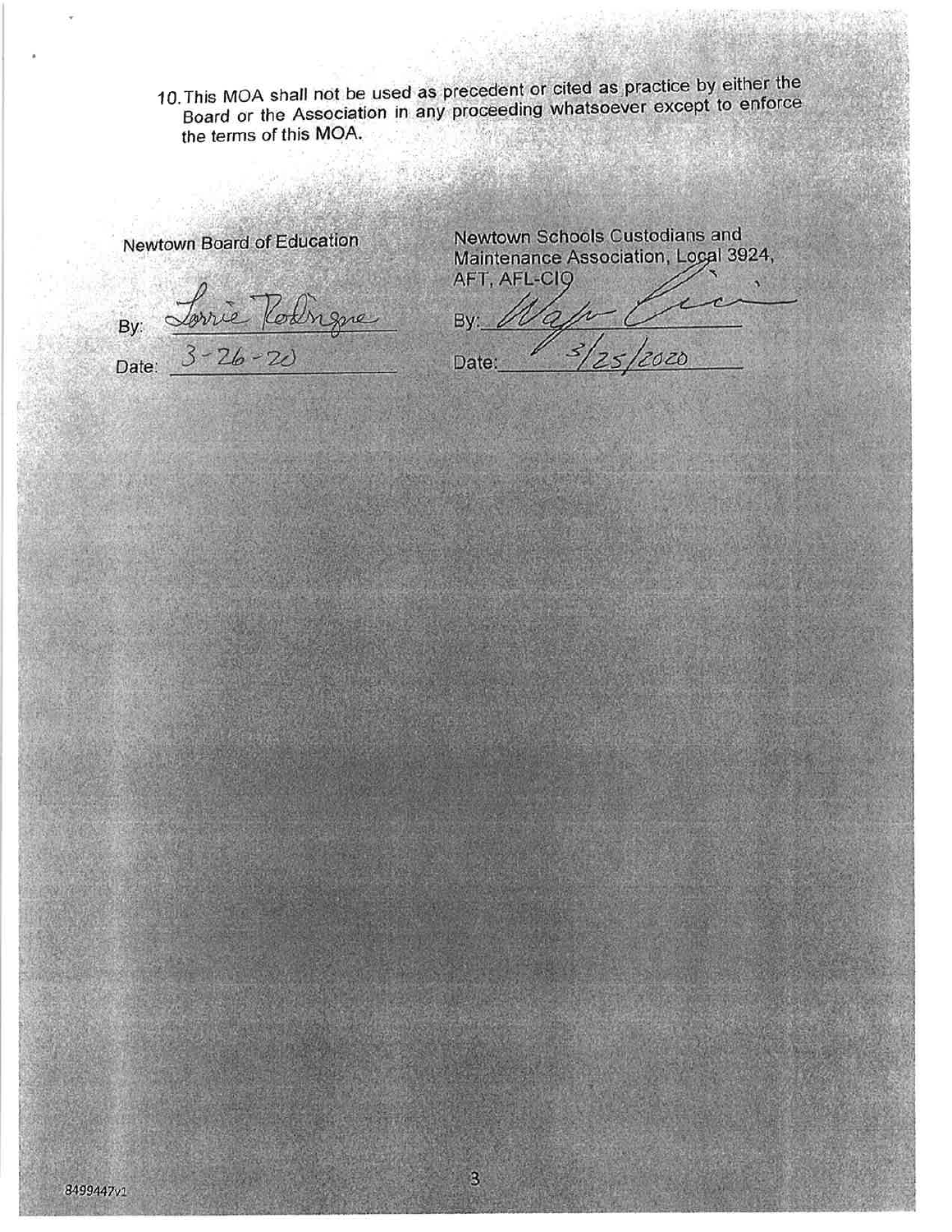10. This MOA shall not be used as precedent or cited as practice by either the Board or the Association in any proceeding whatsoever except to enforce the terms of this MOA.

| Newtown Board of Education | Newtown Schools Custodians and Maintenance Association, Local 3924, AFT, AFL-CIO |
| --- | --- |
| By: Lorrie Rodrigue | By: *[signature]* |
| Date: 3-26-20 | Date: 3/25/2020 |

8499447v1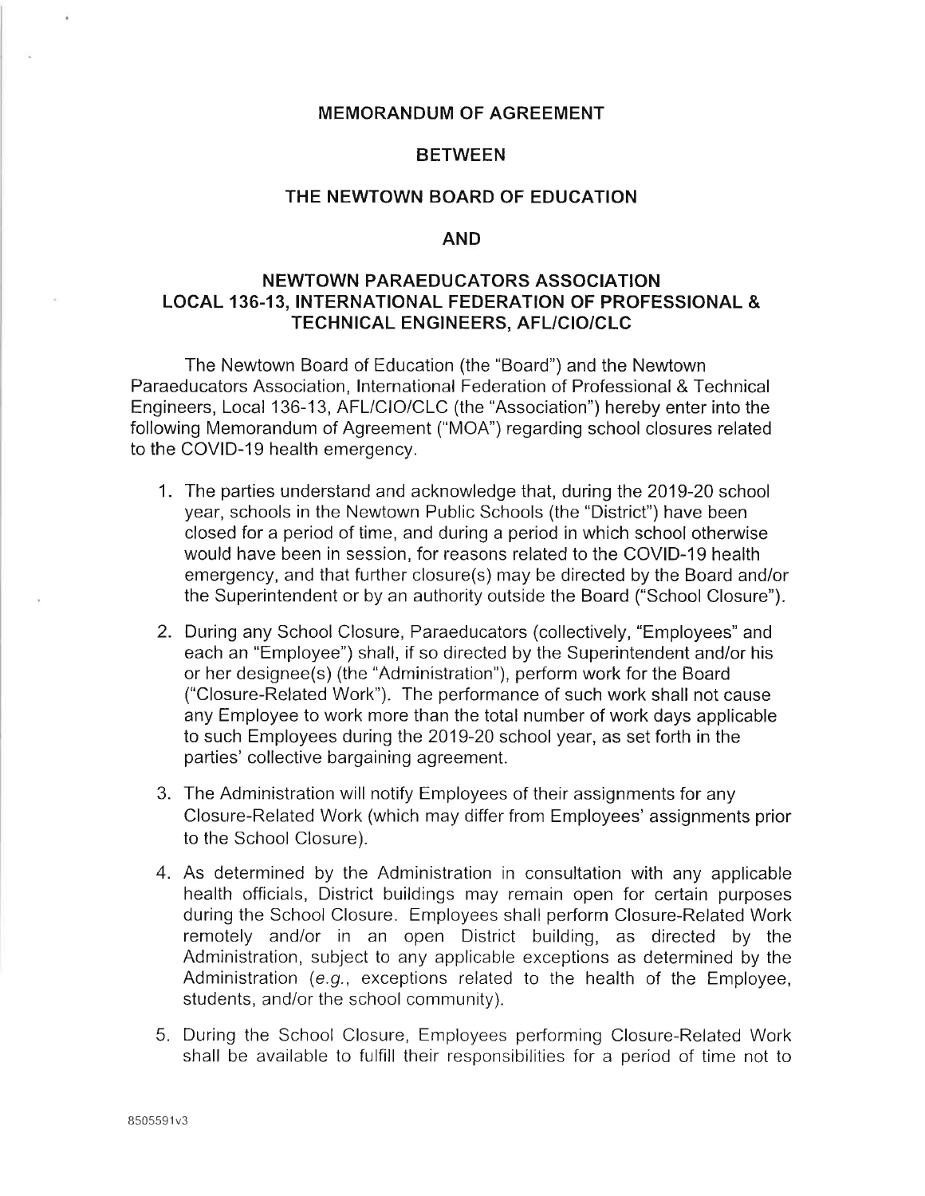# MEMORANDUM OF AGREEMENT

## BETWEEN

## THE NEWTOWN BOARD OF EDUCATION

## AND

## NEWTOWN PARAEDUCATORS ASSOCIATION LOCAL 136-13, INTERNATIONAL FEDERATION OF PROFESSIONAL & TECHNICAL ENGINEERS, AFL/CIO/CLC

The Newtown Board of Education (the "Board") and the Newtown Paraeducators Association, International Federation of Professional & Technical Engineers, Local 136-13, AFL/CIO/CLC (the "Association") hereby enter into the following Memorandum of Agreement ("MOA") regarding school closures related to the COVID-19 health emergency.

1. The parties understand and acknowledge that, during the 2019-20 school year, schools in the Newtown Public Schools (the "District") have been closed for a period of time, and during a period in which school otherwise would have been in session, for reasons related to the COVID-19 health emergency, and that further closure(s) may be directed by the Board and/or the Superintendent or by an authority outside the Board ("School Closure").

2. During any School Closure, Paraeducators (collectively, "Employees" and each an "Employee") shall, if so directed by the Superintendent and/or his or her designee(s) (the "Administration"), perform work for the Board ("Closure-Related Work"). The performance of such work shall not cause any Employee to work more than the total number of work days applicable to such Employees during the 2019-20 school year, as set forth in the parties' collective bargaining agreement.

3. The Administration will notify Employees of their assignments for any Closure-Related Work (which may differ from Employees' assignments prior to the School Closure).

4. As determined by the Administration in consultation with any applicable health officials, District buildings may remain open for certain purposes during the School Closure. Employees shall perform Closure-Related Work remotely and/or in an open District building, as directed by the Administration, subject to any applicable exceptions as determined by the Administration (*e.g.*, exceptions related to the health of the Employee, students, and/or the school community).

5. During the School Closure, Employees performing Closure-Related Work shall be available to fulfill their responsibilities for a period of time not to

8505591v3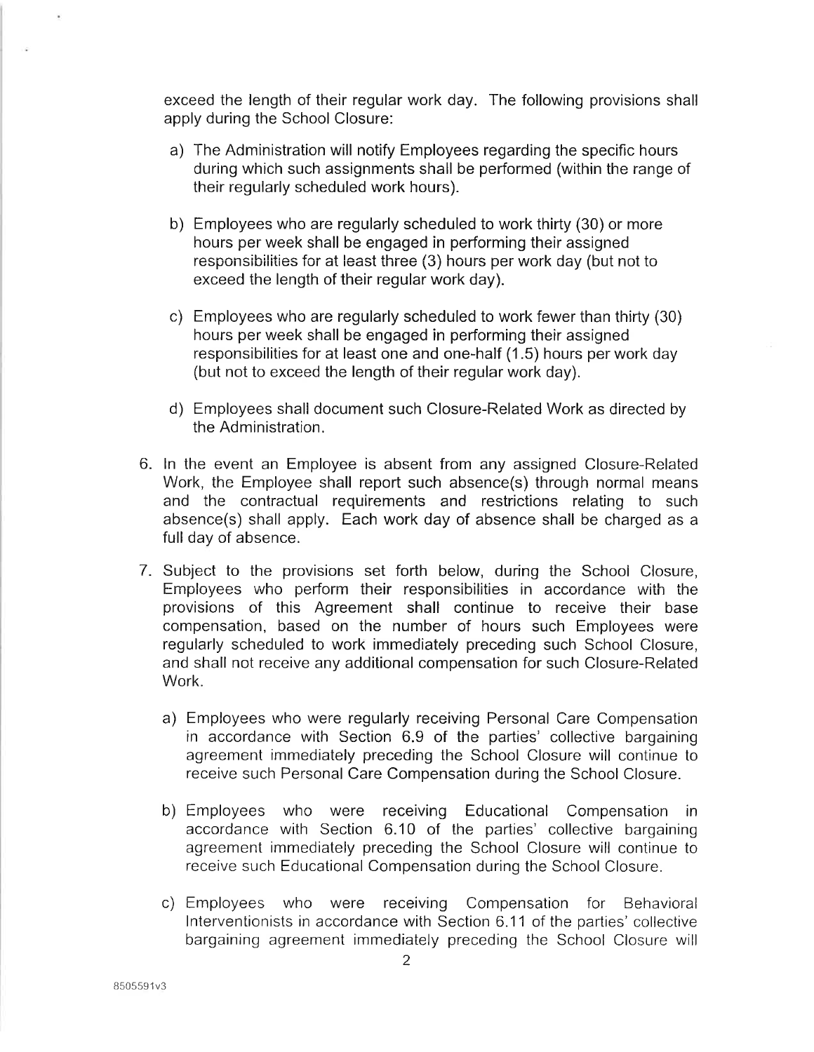exceed the length of their regular work day. The following provisions shall apply during the School Closure:

a) The Administration will notify Employees regarding the specific hours during which such assignments shall be performed (within the range of their regularly scheduled work hours).

b) Employees who are regularly scheduled to work thirty (30) or more hours per week shall be engaged in performing their assigned responsibilities for at least three (3) hours per work day (but not to exceed the length of their regular work day).

c) Employees who are regularly scheduled to work fewer than thirty (30) hours per week shall be engaged in performing their assigned responsibilities for at least one and one-half (1.5) hours per work day (but not to exceed the length of their regular work day).

d) Employees shall document such Closure-Related Work as directed by the Administration.

6. In the event an Employee is absent from any assigned Closure-Related Work, the Employee shall report such absence(s) through normal means and the contractual requirements and restrictions relating to such absence(s) shall apply. Each work day of absence shall be charged as a full day of absence.

7. Subject to the provisions set forth below, during the School Closure, Employees who perform their responsibilities in accordance with the provisions of this Agreement shall continue to receive their base compensation, based on the number of hours such Employees were regularly scheduled to work immediately preceding such School Closure, and shall not receive any additional compensation for such Closure-Related Work.

   a) Employees who were regularly receiving Personal Care Compensation in accordance with Section 6.9 of the parties' collective bargaining agreement immediately preceding the School Closure will continue to receive such Personal Care Compensation during the School Closure.

   b) Employees who were receiving Educational Compensation in accordance with Section 6.10 of the parties' collective bargaining agreement immediately preceding the School Closure will continue to receive such Educational Compensation during the School Closure.

   c) Employees who were receiving Compensation for Behavioral Interventionists in accordance with Section 6.11 of the parties' collective bargaining agreement immediately preceding the School Closure will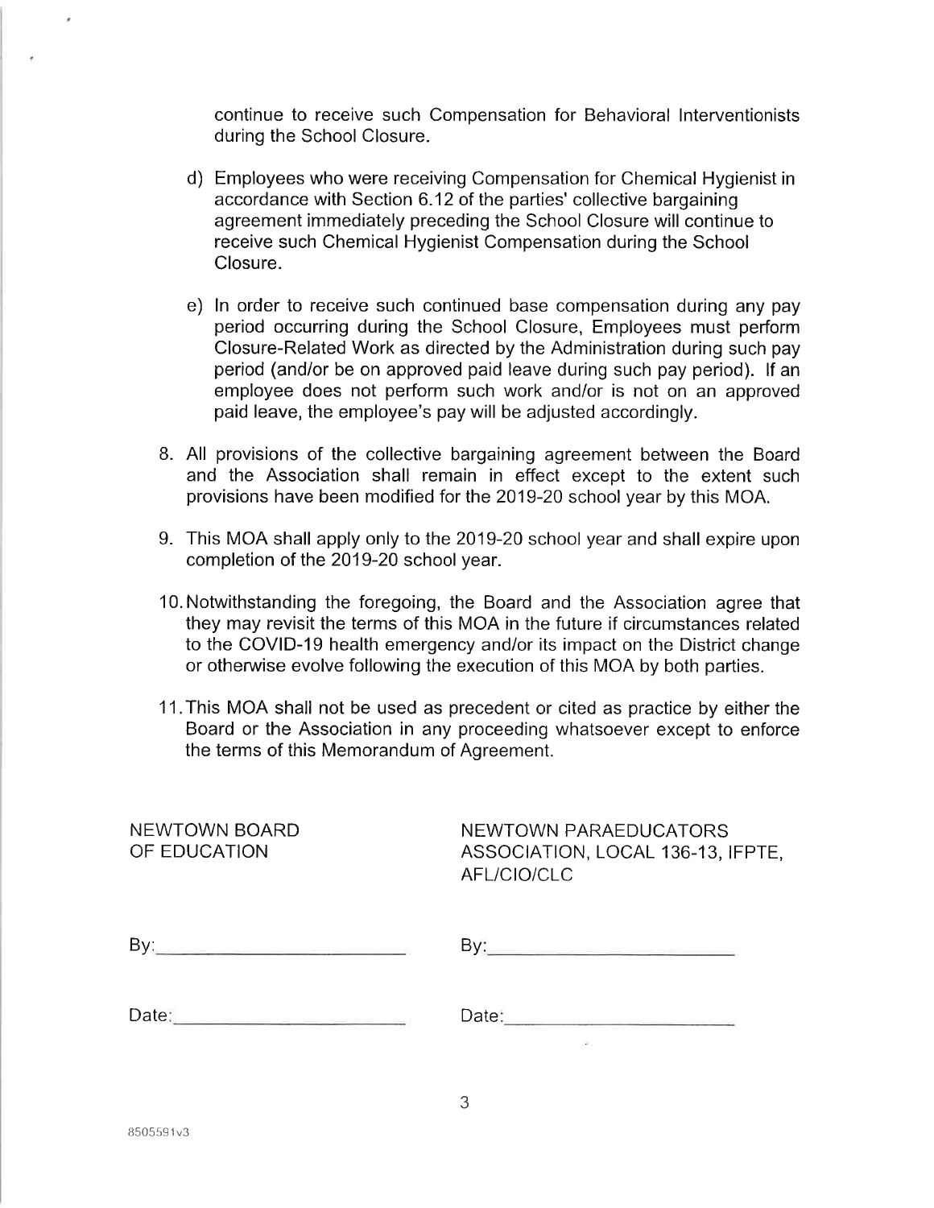continue to receive such Compensation for Behavioral Interventionists during the School Closure.

d) Employees who were receiving Compensation for Chemical Hygienist in accordance with Section 6.12 of the parties' collective bargaining agreement immediately preceding the School Closure will continue to receive such Chemical Hygienist Compensation during the School Closure.

e) In order to receive such continued base compensation during any pay period occurring during the School Closure, Employees must perform Closure-Related Work as directed by the Administration during such pay period (and/or be on approved paid leave during such pay period). If an employee does not perform such work and/or is not on an approved paid leave, the employee's pay will be adjusted accordingly.

8. All provisions of the collective bargaining agreement between the Board and the Association shall remain in effect except to the extent such provisions have been modified for the 2019-20 school year by this MOA.

9. This MOA shall apply only to the 2019-20 school year and shall expire upon completion of the 2019-20 school year.

10. Notwithstanding the foregoing, the Board and the Association agree that they may revisit the terms of this MOA in the future if circumstances related to the COVID-19 health emergency and/or its impact on the District change or otherwise evolve following the execution of this MOA by both parties.

11. This MOA shall not be used as precedent or cited as practice by either the Board or the Association in any proceeding whatsoever except to enforce the terms of this Memorandum of Agreement.

| NEWTOWN BOARD OF EDUCATION | NEWTOWN PARAEDUCATORS ASSOCIATION, LOCAL 136-13, IFPTE, AFL/CIO/CLC |
|---|---|
| By:\_\_\_\_\_\_\_\_\_\_\_\_\_\_\_\_\_\_\_\_ | By:\_\_\_\_\_\_\_\_\_\_\_\_\_\_\_\_\_\_\_\_ |
| Date:\_\_\_\_\_\_\_\_\_\_\_\_\_\_\_\_\_\_\_\_ | Date:\_\_\_\_\_\_\_\_\_\_\_\_\_\_\_\_\_\_\_\_ |

8505591v3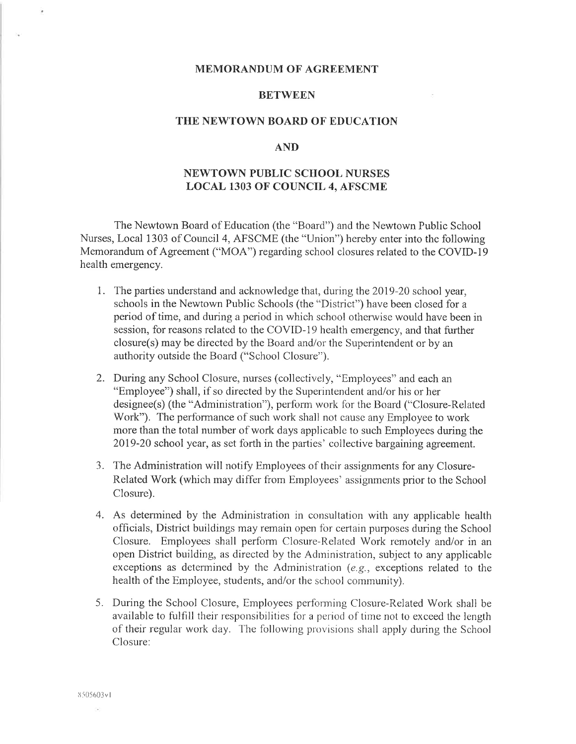**MEMORANDUM OF AGREEMENT**

**BETWEEN**

**THE NEWTOWN BOARD OF EDUCATION**

**AND**

**NEWTOWN PUBLIC SCHOOL NURSES**
**LOCAL 1303 OF COUNCIL 4, AFSCME**

The Newtown Board of Education (the "Board") and the Newtown Public School Nurses, Local 1303 of Council 4, AFSCME (the "Union") hereby enter into the following Memorandum of Agreement ("MOA") regarding school closures related to the COVID-19 health emergency.

1. The parties understand and acknowledge that, during the 2019-20 school year, schools in the Newtown Public Schools (the "District") have been closed for a period of time, and during a period in which school otherwise would have been in session, for reasons related to the COVID-19 health emergency, and that further closure(s) may be directed by the Board and/or the Superintendent or by an authority outside the Board ("School Closure").

2. During any School Closure, nurses (collectively, "Employees" and each an "Employee") shall, if so directed by the Superintendent and/or his or her designee(s) (the "Administration"), perform work for the Board ("Closure-Related Work"). The performance of such work shall not cause any Employee to work more than the total number of work days applicable to such Employees during the 2019-20 school year, as set forth in the parties' collective bargaining agreement.

3. The Administration will notify Employees of their assignments for any Closure-Related Work (which may differ from Employees' assignments prior to the School Closure).

4. As determined by the Administration in consultation with any applicable health officials, District buildings may remain open for certain purposes during the School Closure. Employees shall perform Closure-Related Work remotely and/or in an open District building, as directed by the Administration, subject to any applicable exceptions as determined by the Administration (*e.g.*, exceptions related to the health of the Employee, students, and/or the school community).

5. During the School Closure, Employees performing Closure-Related Work shall be available to fulfill their responsibilities for a period of time not to exceed the length of their regular work day. The following provisions shall apply during the School Closure:

8505603v1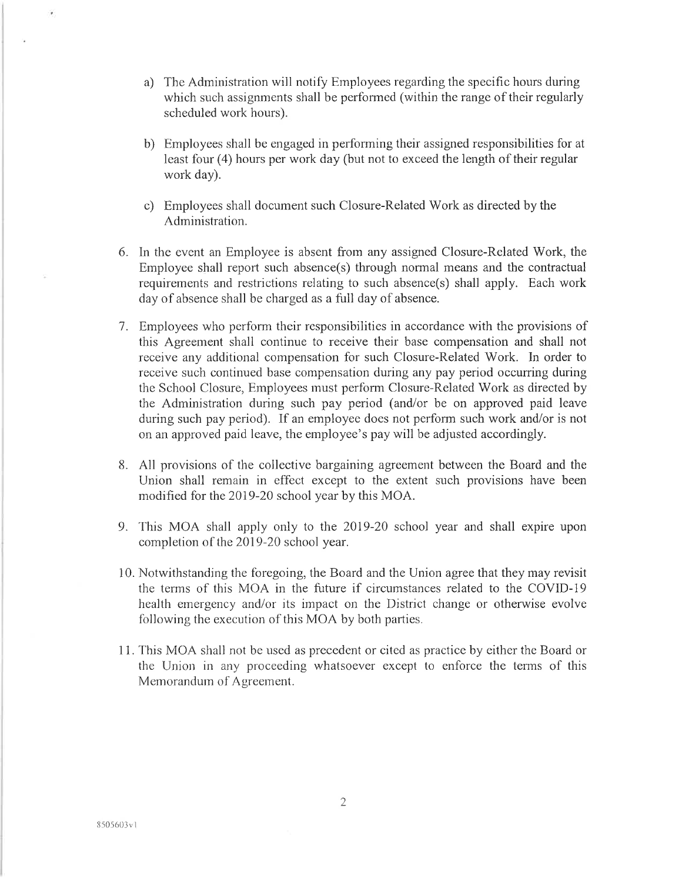a) The Administration will notify Employees regarding the specific hours during which such assignments shall be performed (within the range of their regularly scheduled work hours).

b) Employees shall be engaged in performing their assigned responsibilities for at least four (4) hours per work day (but not to exceed the length of their regular work day).

c) Employees shall document such Closure-Related Work as directed by the Administration.

6. In the event an Employee is absent from any assigned Closure-Related Work, the Employee shall report such absence(s) through normal means and the contractual requirements and restrictions relating to such absence(s) shall apply. Each work day of absence shall be charged as a full day of absence.

7. Employees who perform their responsibilities in accordance with the provisions of this Agreement shall continue to receive their base compensation and shall not receive any additional compensation for such Closure-Related Work. In order to receive such continued base compensation during any pay period occurring during the School Closure, Employees must perform Closure-Related Work as directed by the Administration during such pay period (and/or be on approved paid leave during such pay period). If an employee does not perform such work and/or is not on an approved paid leave, the employee's pay will be adjusted accordingly.

8. All provisions of the collective bargaining agreement between the Board and the Union shall remain in effect except to the extent such provisions have been modified for the 2019-20 school year by this MOA.

9. This MOA shall apply only to the 2019-20 school year and shall expire upon completion of the 2019-20 school year.

10. Notwithstanding the foregoing, the Board and the Union agree that they may revisit the terms of this MOA in the future if circumstances related to the COVID-19 health emergency and/or its impact on the District change or otherwise evolve following the execution of this MOA by both parties.

11. This MOA shall not be used as precedent or cited as practice by either the Board or the Union in any proceeding whatsoever except to enforce the terms of this Memorandum of Agreement.

8505603v1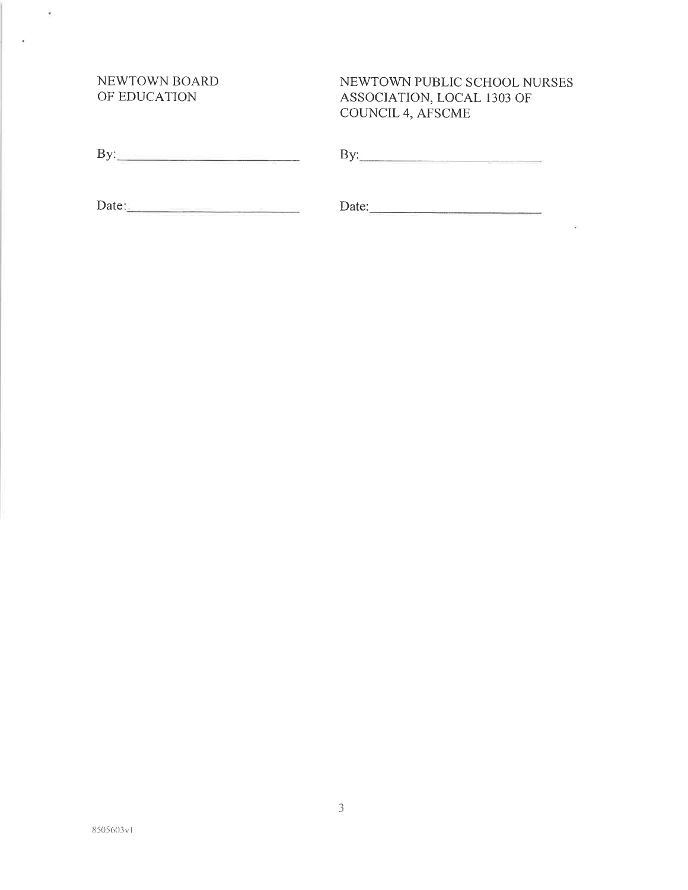| NEWTOWN BOARD OF EDUCATION | NEWTOWN PUBLIC SCHOOL NURSES ASSOCIATION, LOCAL 1303 OF COUNCIL 4, AFSCME |
| --- | --- |
| By:_______________________ | By:_______________________ |
| Date:_____________________ | Date:_____________________ |

8505603v1